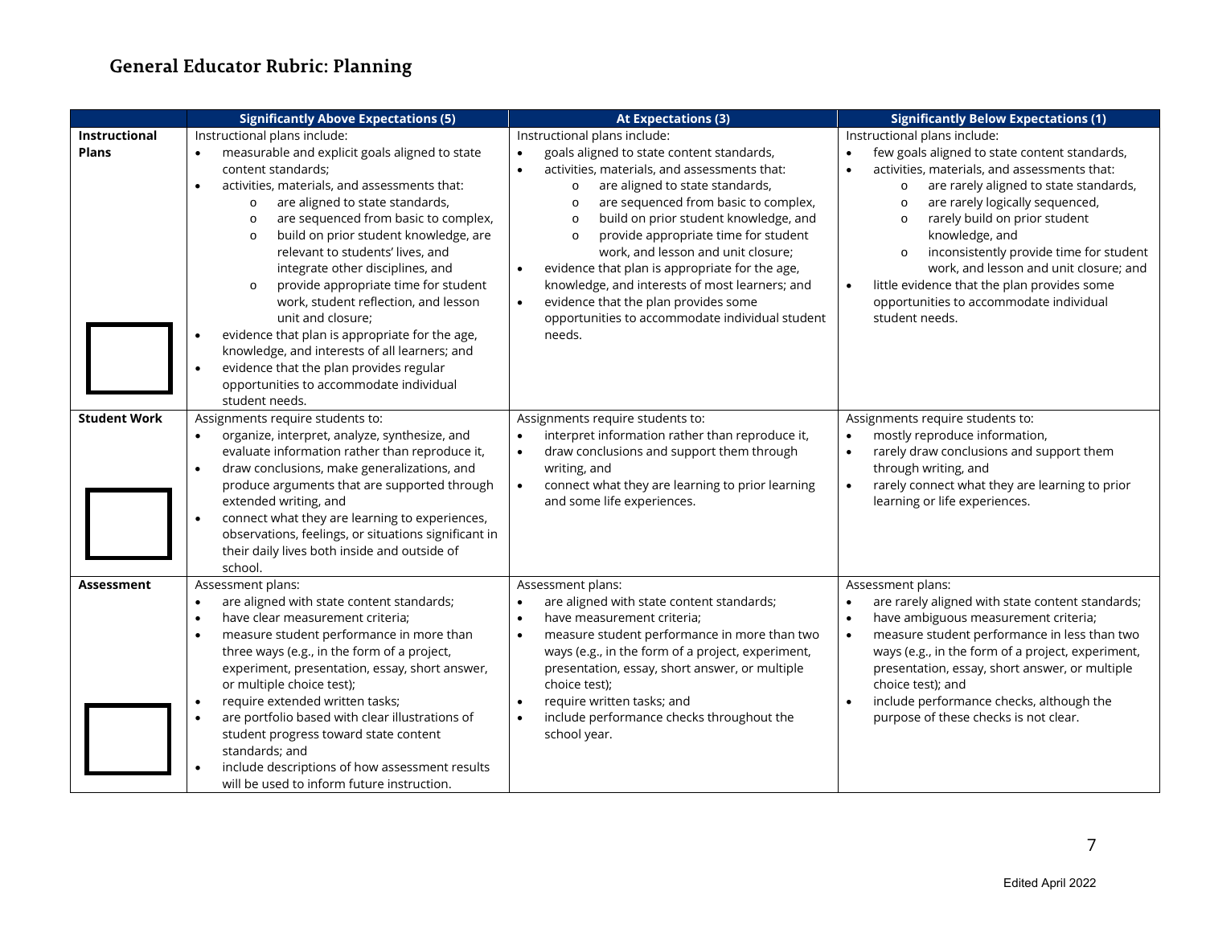# General Educator Rubric: Planning

| | Significantly Above Expectations (5) | At Expectations (3) | Significantly Below Expectations (1) |
|---|---|---|---|
| **Instructional Plans** | Instructional plans include:<br>• measurable and explicit goals aligned to state content standards;<br>• activities, materials, and assessments that:<br>  o are aligned to state standards,<br>  o are sequenced from basic to complex,<br>  o build on prior student knowledge, are relevant to students' lives, and integrate other disciplines, and<br>  o provide appropriate time for student work, student reflection, and lesson unit and closure;<br>• evidence that plan is appropriate for the age, knowledge, and interests of all learners; and<br>• evidence that the plan provides regular opportunities to accommodate individual student needs. | Instructional plans include:<br>• goals aligned to state content standards,<br>• activities, materials, and assessments that:<br>  o are aligned to state standards,<br>  o are sequenced from basic to complex,<br>  o build on prior student knowledge, and<br>  o provide appropriate time for student work, and lesson and unit closure;<br>• evidence that plan is appropriate for the age, knowledge, and interests of most learners; and<br>• evidence that the plan provides some opportunities to accommodate individual student needs. | Instructional plans include:<br>• few goals aligned to state content standards,<br>• activities, materials, and assessments that:<br>  o are rarely aligned to state standards,<br>  o are rarely logically sequenced,<br>  o rarely build on prior student knowledge, and<br>  o inconsistently provide time for student work, and lesson and unit closure; and<br>• little evidence that the plan provides some opportunities to accommodate individual student needs. |
| **Student Work** | Assignments require students to:<br>• organize, interpret, analyze, synthesize, and evaluate information rather than reproduce it,<br>• draw conclusions, make generalizations, and produce arguments that are supported through extended writing, and<br>• connect what they are learning to experiences, observations, feelings, or situations significant in their daily lives both inside and outside of school. | Assignments require students to:<br>• interpret information rather than reproduce it,<br>• draw conclusions and support them through writing, and<br>• connect what they are learning to prior learning and some life experiences. | Assignments require students to:<br>• mostly reproduce information,<br>• rarely draw conclusions and support them through writing, and<br>• rarely connect what they are learning to prior learning or life experiences. |
| **Assessment** | Assessment plans:<br>• are aligned with state content standards;<br>• have clear measurement criteria;<br>• measure student performance in more than three ways (e.g., in the form of a project, experiment, presentation, essay, short answer, or multiple choice test);<br>• require extended written tasks;<br>• are portfolio based with clear illustrations of student progress toward state content standards; and<br>• include descriptions of how assessment results will be used to inform future instruction. | Assessment plans:<br>• are aligned with state content standards;<br>• have measurement criteria;<br>• measure student performance in more than two ways (e.g., in the form of a project, experiment, presentation, essay, short answer, or multiple choice test);<br>• require written tasks; and<br>• include performance checks throughout the school year. | Assessment plans:<br>• are rarely aligned with state content standards;<br>• have ambiguous measurement criteria;<br>• measure student performance in less than two ways (e.g., in the form of a project, experiment, presentation, essay, short answer, or multiple choice test); and<br>• include performance checks, although the purpose of these checks is not clear. |

Edited April 2022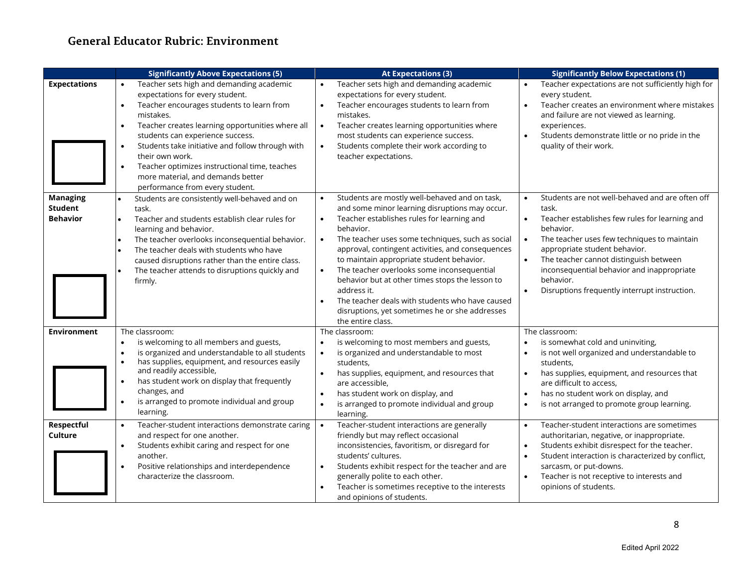## General Educator Rubric: Environment

| | Significantly Above Expectations (5) | At Expectations (3) | Significantly Below Expectations (1) |
|---|---|---|---|
| **Expectations** | • Teacher sets high and demanding academic expectations for every student.<br>• Teacher encourages students to learn from mistakes.<br>• Teacher creates learning opportunities where all students can experience success.<br>• Students take initiative and follow through with their own work.<br>• Teacher optimizes instructional time, teaches more material, and demands better performance from every student. | • Teacher sets high and demanding academic expectations for every student.<br>• Teacher encourages students to learn from mistakes.<br>• Teacher creates learning opportunities where most students can experience success.<br>• Students complete their work according to teacher expectations. | • Teacher expectations are not sufficiently high for every student.<br>• Teacher creates an environment where mistakes and failure are not viewed as learning experiences.<br>• Students demonstrate little or no pride in the quality of their work. |
| **Managing Student Behavior** | • Students are consistently well-behaved and on task.<br>• Teacher and students establish clear rules for learning and behavior.<br>• The teacher overlooks inconsequential behavior.<br>• The teacher deals with students who have caused disruptions rather than the entire class.<br>• The teacher attends to disruptions quickly and firmly. | • Students are mostly well-behaved and on task, and some minor learning disruptions may occur.<br>• Teacher establishes rules for learning and behavior.<br>• The teacher uses some techniques, such as social approval, contingent activities, and consequences to maintain appropriate student behavior.<br>• The teacher overlooks some inconsequential behavior but at other times stops the lesson to address it.<br>• The teacher deals with students who have caused disruptions, yet sometimes he or she addresses the entire class. | • Students are not well-behaved and are often off task.<br>• Teacher establishes few rules for learning and behavior.<br>• The teacher uses few techniques to maintain appropriate student behavior.<br>• The teacher cannot distinguish between inconsequential behavior and inappropriate behavior.<br>• Disruptions frequently interrupt instruction. |
| **Environment** | The classroom:<br>• is welcoming to all members and guests,<br>• is organized and understandable to all students<br>• has supplies, equipment, and resources easily and readily accessible,<br>• has student work on display that frequently changes, and<br>• is arranged to promote individual and group learning. | The classroom:<br>• is welcoming to most members and guests,<br>• is organized and understandable to most students,<br>• has supplies, equipment, and resources that are accessible,<br>• has student work on display, and<br>• is arranged to promote individual and group learning. | The classroom:<br>• is somewhat cold and uninviting,<br>• is not well organized and understandable to students,<br>• has supplies, equipment, and resources that are difficult to access,<br>• has no student work on display, and<br>• is not arranged to promote group learning. |
| **Respectful Culture** | • Teacher-student interactions demonstrate caring and respect for one another.<br>• Students exhibit caring and respect for one another.<br>• Positive relationships and interdependence characterize the classroom. | • Teacher-student interactions are generally friendly but may reflect occasional inconsistencies, favoritism, or disregard for students' cultures.<br>• Students exhibit respect for the teacher and are generally polite to each other.<br>• Teacher is sometimes receptive to the interests and opinions of students. | • Teacher-student interactions are sometimes authoritarian, negative, or inappropriate.<br>• Students exhibit disrespect for the teacher.<br>• Student interaction is characterized by conflict, sarcasm, or put-downs.<br>• Teacher is not receptive to interests and opinions of students. |

Edited April 2022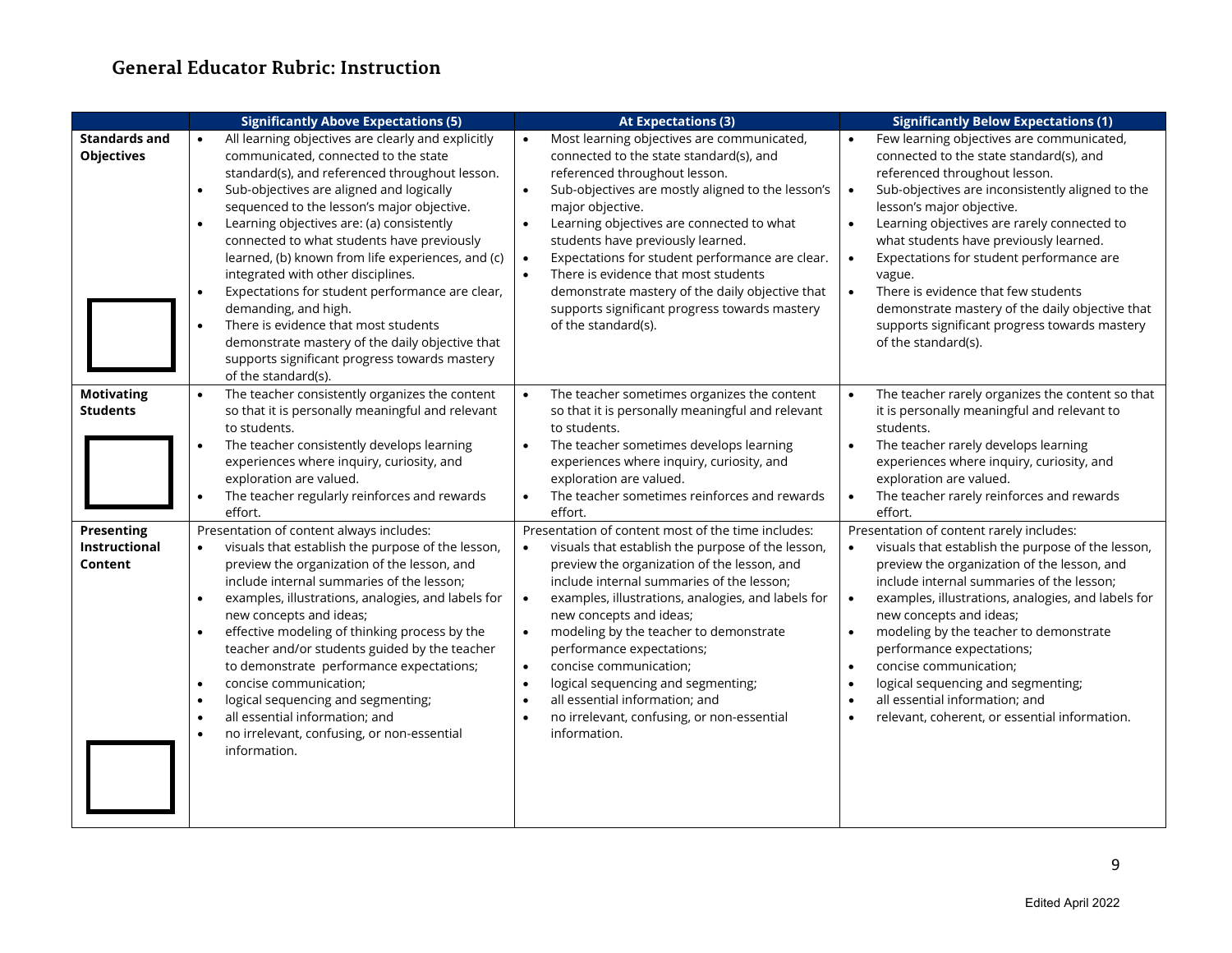## General Educator Rubric: Instruction

| | Significantly Above Expectations (5) | At Expectations (3) | Significantly Below Expectations (1) |
|---|---|---|---|
| **Standards and Objectives** | • All learning objectives are clearly and explicitly communicated, connected to the state standard(s), and referenced throughout lesson.<br>• Sub-objectives are aligned and logically sequenced to the lesson's major objective.<br>• Learning objectives are: (a) consistently connected to what students have previously learned, (b) known from life experiences, and (c) integrated with other disciplines.<br>• Expectations for student performance are clear, demanding, and high.<br>• There is evidence that most students demonstrate mastery of the daily objective that supports significant progress towards mastery of the standard(s). | • Most learning objectives are communicated, connected to the state standard(s), and referenced throughout lesson.<br>• Sub-objectives are mostly aligned to the lesson's major objective.<br>• Learning objectives are connected to what students have previously learned.<br>• Expectations for student performance are clear.<br>• There is evidence that most students demonstrate mastery of the daily objective that supports significant progress towards mastery of the standard(s). | • Few learning objectives are communicated, connected to the state standard(s), and referenced throughout lesson.<br>• Sub-objectives are inconsistently aligned to the lesson's major objective.<br>• Learning objectives are rarely connected to what students have previously learned.<br>• Expectations for student performance are vague.<br>• There is evidence that few students demonstrate mastery of the daily objective that supports significant progress towards mastery of the standard(s). |
| **Motivating Students** | • The teacher consistently organizes the content so that it is personally meaningful and relevant to students.<br>• The teacher consistently develops learning experiences where inquiry, curiosity, and exploration are valued.<br>• The teacher regularly reinforces and rewards effort. | • The teacher sometimes organizes the content so that it is personally meaningful and relevant to students.<br>• The teacher sometimes develops learning experiences where inquiry, curiosity, and exploration are valued.<br>• The teacher sometimes reinforces and rewards effort. | • The teacher rarely organizes the content so that it is personally meaningful and relevant to students.<br>• The teacher rarely develops learning experiences where inquiry, curiosity, and exploration are valued.<br>• The teacher rarely reinforces and rewards effort. |
| **Presenting Instructional Content** | Presentation of content always includes:<br>• visuals that establish the purpose of the lesson, preview the organization of the lesson, and include internal summaries of the lesson;<br>• examples, illustrations, analogies, and labels for new concepts and ideas;<br>• effective modeling of thinking process by the teacher and/or students guided by the teacher to demonstrate performance expectations;<br>• concise communication;<br>• logical sequencing and segmenting;<br>• all essential information; and<br>• no irrelevant, confusing, or non-essential information. | Presentation of content most of the time includes:<br>• visuals that establish the purpose of the lesson, preview the organization of the lesson, and include internal summaries of the lesson;<br>• examples, illustrations, analogies, and labels for new concepts and ideas;<br>• modeling by the teacher to demonstrate performance expectations;<br>• concise communication;<br>• logical sequencing and segmenting;<br>• all essential information; and<br>• no irrelevant, confusing, or non-essential information. | Presentation of content rarely includes:<br>• visuals that establish the purpose of the lesson, preview the organization of the lesson, and include internal summaries of the lesson;<br>• examples, illustrations, analogies, and labels for new concepts and ideas;<br>• modeling by the teacher to demonstrate performance expectations;<br>• concise communication;<br>• logical sequencing and segmenting;<br>• all essential information; and<br>• relevant, coherent, or essential information. |

Edited April 2022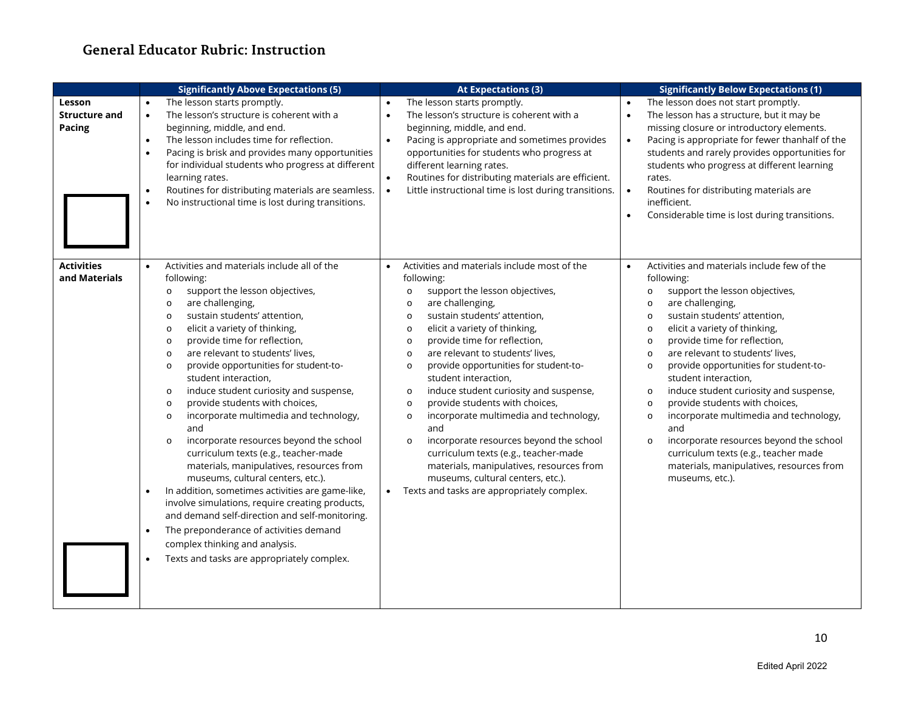## General Educator Rubric: Instruction

| | Significantly Above Expectations (5) | At Expectations (3) | Significantly Below Expectations (1) |
|---|---|---|---|
| **Lesson Structure and Pacing** | • The lesson starts promptly.<br>• The lesson's structure is coherent with a beginning, middle, and end.<br>• The lesson includes time for reflection.<br>• Pacing is brisk and provides many opportunities for individual students who progress at different learning rates.<br>• Routines for distributing materials are seamless.<br>• No instructional time is lost during transitions. | • The lesson starts promptly.<br>• The lesson's structure is coherent with a beginning, middle, and end.<br>• Pacing is appropriate and sometimes provides opportunities for students who progress at different learning rates.<br>• Routines for distributing materials are efficient.<br>• Little instructional time is lost during transitions. | • The lesson does not start promptly.<br>• The lesson has a structure, but it may be missing closure or introductory elements.<br>• Pacing is appropriate for fewer thanhalf of the students and rarely provides opportunities for students who progress at different learning rates.<br>• Routines for distributing materials are inefficient.<br>• Considerable time is lost during transitions. |
| **Activities and Materials** | • Activities and materials include all of the following:<br>o support the lesson objectives,<br>o are challenging,<br>o sustain students' attention,<br>o elicit a variety of thinking,<br>o provide time for reflection,<br>o are relevant to students' lives,<br>o provide opportunities for student-to-student interaction,<br>o induce student curiosity and suspense,<br>o provide students with choices,<br>o incorporate multimedia and technology, and<br>o incorporate resources beyond the school curriculum texts (e.g., teacher-made materials, manipulatives, resources from museums, cultural centers, etc.).<br>• In addition, sometimes activities are game-like, involve simulations, require creating products, and demand self-direction and self-monitoring.<br>• The preponderance of activities demand complex thinking and analysis.<br>• Texts and tasks are appropriately complex. | • Activities and materials include most of the following:<br>o support the lesson objectives,<br>o are challenging,<br>o sustain students' attention,<br>o elicit a variety of thinking,<br>o provide time for reflection,<br>o are relevant to students' lives,<br>o provide opportunities for student-to-student interaction,<br>o induce student curiosity and suspense,<br>o provide students with choices,<br>o incorporate multimedia and technology, and<br>o incorporate resources beyond the school curriculum texts (e.g., teacher-made materials, manipulatives, resources from museums, cultural centers, etc.).<br>• Texts and tasks are appropriately complex. | • Activities and materials include few of the following:<br>o support the lesson objectives,<br>o are challenging,<br>o sustain students' attention,<br>o elicit a variety of thinking,<br>o provide time for reflection,<br>o are relevant to students' lives,<br>o provide opportunities for student-to-student interaction,<br>o induce student curiosity and suspense,<br>o provide students with choices,<br>o incorporate multimedia and technology, and<br>o incorporate resources beyond the school curriculum texts (e.g., teacher made materials, manipulatives, resources from museums, etc.). |

Edited April 2022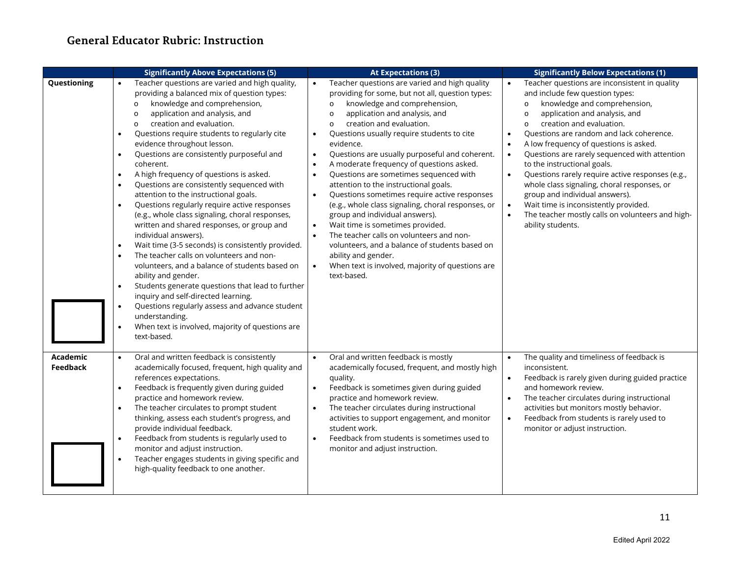## General Educator Rubric: Instruction

| | Significantly Above Expectations (5) | At Expectations (3) | Significantly Below Expectations (1) |
|---|---|---|---|
| **Questioning** | • Teacher questions are varied and high quality, providing a balanced mix of question types:<br>o knowledge and comprehension,<br>o application and analysis, and<br>o creation and evaluation.<br>• Questions require students to regularly cite evidence throughout lesson.<br>• Questions are consistently purposeful and coherent.<br>• A high frequency of questions is asked.<br>• Questions are consistently sequenced with attention to the instructional goals.<br>• Questions regularly require active responses (e.g., whole class signaling, choral responses, written and shared responses, or group and individual answers).<br>• Wait time (3-5 seconds) is consistently provided.<br>• The teacher calls on volunteers and non-volunteers, and a balance of students based on ability and gender.<br>• Students generate questions that lead to further inquiry and self-directed learning.<br>• Questions regularly assess and advance student understanding.<br>• When text is involved, majority of questions are text-based. | • Teacher questions are varied and high quality providing for some, but not all, question types:<br>o knowledge and comprehension,<br>o application and analysis, and<br>o creation and evaluation.<br>• Questions usually require students to cite evidence.<br>• Questions are usually purposeful and coherent.<br>• A moderate frequency of questions asked.<br>• Questions are sometimes sequenced with attention to the instructional goals.<br>• Questions sometimes require active responses (e.g., whole class signaling, choral responses, or group and individual answers).<br>• Wait time is sometimes provided.<br>• The teacher calls on volunteers and non-volunteers, and a balance of students based on ability and gender.<br>• When text is involved, majority of questions are text-based. | • Teacher questions are inconsistent in quality and include few question types:<br>o knowledge and comprehension,<br>o application and analysis, and<br>o creation and evaluation.<br>• Questions are random and lack coherence.<br>• A low frequency of questions is asked.<br>• Questions are rarely sequenced with attention to the instructional goals.<br>• Questions rarely require active responses (e.g., whole class signaling, choral responses, or group and individual answers).<br>• Wait time is inconsistently provided.<br>• The teacher mostly calls on volunteers and high-ability students. |
| **Academic Feedback** | • Oral and written feedback is consistently academically focused, frequent, high quality and references expectations.<br>• Feedback is frequently given during guided practice and homework review.<br>• The teacher circulates to prompt student thinking, assess each student's progress, and provide individual feedback.<br>• Feedback from students is regularly used to monitor and adjust instruction.<br>• Teacher engages students in giving specific and high-quality feedback to one another. | • Oral and written feedback is mostly academically focused, frequent, and mostly high quality.<br>• Feedback is sometimes given during guided practice and homework review.<br>• The teacher circulates during instructional activities to support engagement, and monitor student work.<br>• Feedback from students is sometimes used to monitor and adjust instruction. | • The quality and timeliness of feedback is inconsistent.<br>• Feedback is rarely given during guided practice and homework review.<br>• The teacher circulates during instructional activities but monitors mostly behavior.<br>• Feedback from students is rarely used to monitor or adjust instruction. |

Edited April 2022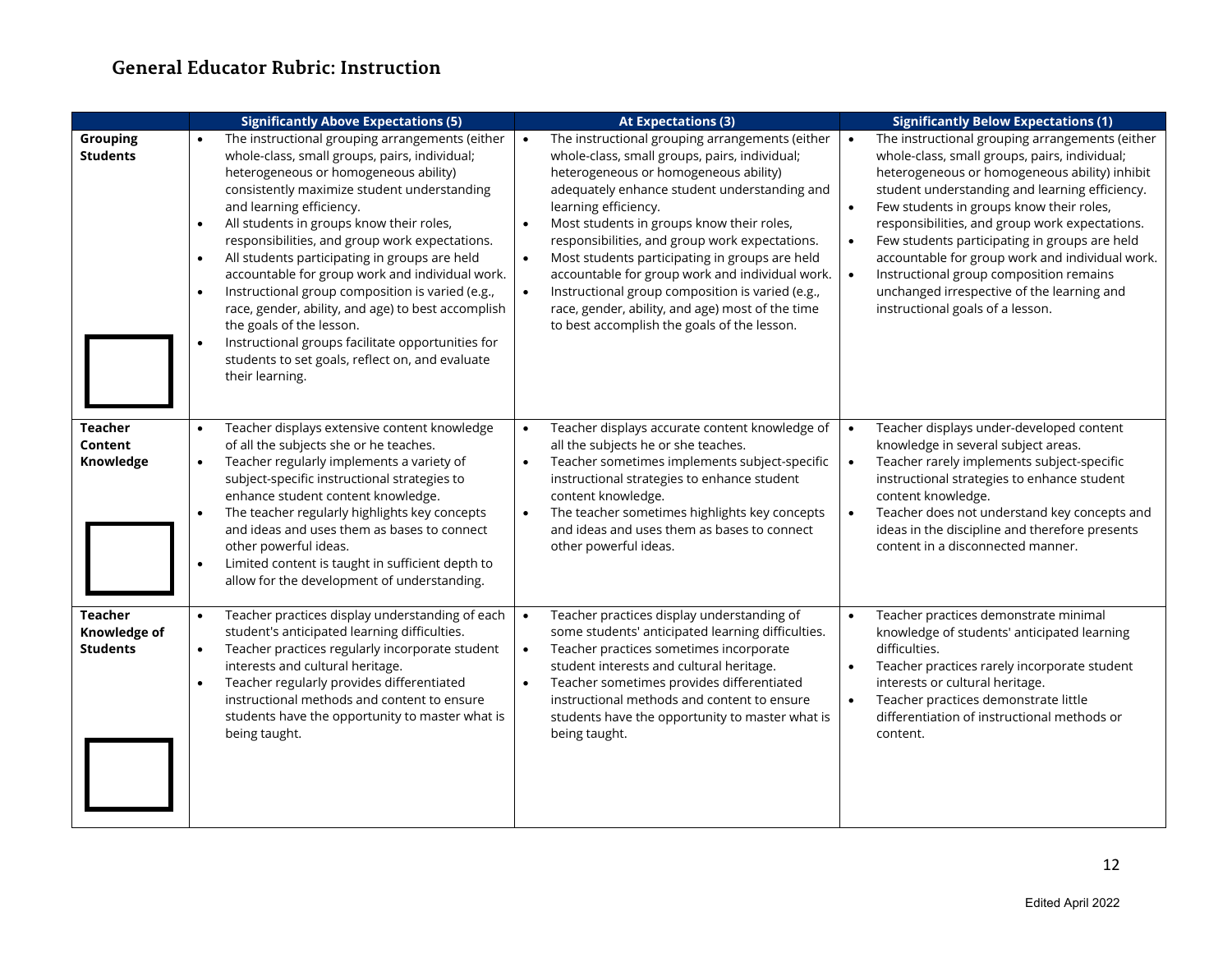## General Educator Rubric: Instruction

| | Significantly Above Expectations (5) | At Expectations (3) | Significantly Below Expectations (1) |
|---|---|---|---|
| **Grouping Students** | • The instructional grouping arrangements (either whole-class, small groups, pairs, individual; heterogeneous or homogeneous ability) consistently maximize student understanding and learning efficiency.<br>• All students in groups know their roles, responsibilities, and group work expectations.<br>• All students participating in groups are held accountable for group work and individual work.<br>• Instructional group composition is varied (e.g., race, gender, ability, and age) to best accomplish the goals of the lesson.<br>• Instructional groups facilitate opportunities for students to set goals, reflect on, and evaluate their learning. | • The instructional grouping arrangements (either whole-class, small groups, pairs, individual; heterogeneous or homogeneous ability) adequately enhance student understanding and learning efficiency.<br>• Most students in groups know their roles, responsibilities, and group work expectations.<br>• Most students participating in groups are held accountable for group work and individual work.<br>• Instructional group composition is varied (e.g., race, gender, ability, and age) most of the time to best accomplish the goals of the lesson. | • The instructional grouping arrangements (either whole-class, small groups, pairs, individual; heterogeneous or homogeneous ability) inhibit student understanding and learning efficiency.<br>• Few students in groups know their roles, responsibilities, and group work expectations.<br>• Few students participating in groups are held accountable for group work and individual work.<br>• Instructional group composition remains unchanged irrespective of the learning and instructional goals of a lesson. |
| **Teacher Content Knowledge** | • Teacher displays extensive content knowledge of all the subjects she or he teaches.<br>• Teacher regularly implements a variety of subject-specific instructional strategies to enhance student content knowledge.<br>• The teacher regularly highlights key concepts and ideas and uses them as bases to connect other powerful ideas.<br>• Limited content is taught in sufficient depth to allow for the development of understanding. | • Teacher displays accurate content knowledge of all the subjects he or she teaches.<br>• Teacher sometimes implements subject-specific instructional strategies to enhance student content knowledge.<br>• The teacher sometimes highlights key concepts and ideas and uses them as bases to connect other powerful ideas. | • Teacher displays under-developed content knowledge in several subject areas.<br>• Teacher rarely implements subject-specific instructional strategies to enhance student content knowledge.<br>• Teacher does not understand key concepts and ideas in the discipline and therefore presents content in a disconnected manner. |
| **Teacher Knowledge of Students** | • Teacher practices display understanding of each student's anticipated learning difficulties.<br>• Teacher practices regularly incorporate student interests and cultural heritage.<br>• Teacher regularly provides differentiated instructional methods and content to ensure students have the opportunity to master what is being taught. | • Teacher practices display understanding of some students' anticipated learning difficulties.<br>• Teacher practices sometimes incorporate student interests and cultural heritage.<br>• Teacher sometimes provides differentiated instructional methods and content to ensure students have the opportunity to master what is being taught. | • Teacher practices demonstrate minimal knowledge of students' anticipated learning difficulties.<br>• Teacher practices rarely incorporate student interests or cultural heritage.<br>• Teacher practices demonstrate little differentiation of instructional methods or content. |

Edited April 2022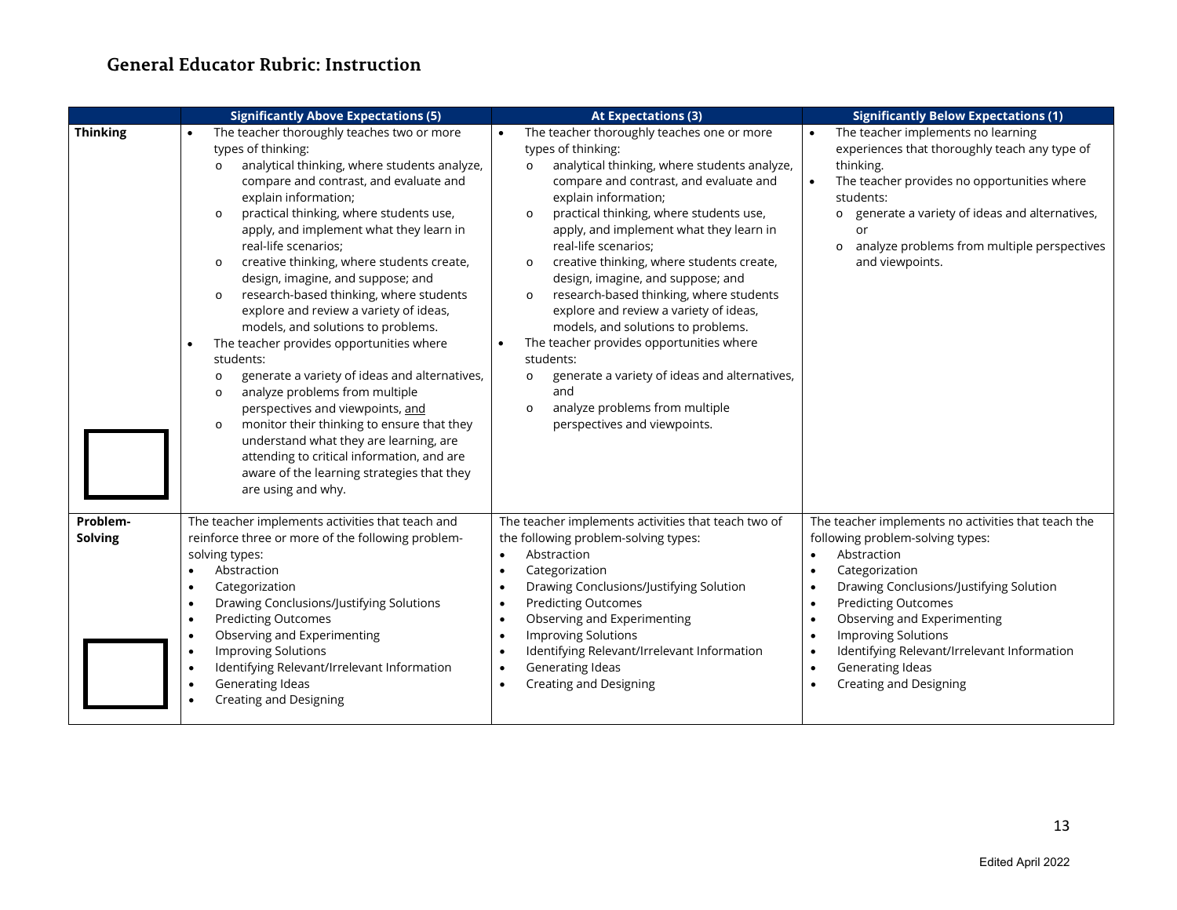## General Educator Rubric: Instruction

| | Significantly Above Expectations (5) | At Expectations (3) | Significantly Below Expectations (1) |
|---|---|---|---|
| **Thinking** | • The teacher thoroughly teaches two or more types of thinking:<br>o analytical thinking, where students analyze, compare and contrast, and evaluate and explain information;<br>o practical thinking, where students use, apply, and implement what they learn in real-life scenarios;<br>o creative thinking, where students create, design, imagine, and suppose; and<br>o research-based thinking, where students explore and review a variety of ideas, models, and solutions to problems.<br>• The teacher provides opportunities where students:<br>o generate a variety of ideas and alternatives,<br>o analyze problems from multiple perspectives and viewpoints, and<br>o monitor their thinking to ensure that they understand what they are learning, are attending to critical information, and are aware of the learning strategies that they are using and why. | • The teacher thoroughly teaches one or more types of thinking:<br>o analytical thinking, where students analyze, compare and contrast, and evaluate and explain information;<br>o practical thinking, where students use, apply, and implement what they learn in real-life scenarios;<br>o creative thinking, where students create, design, imagine, and suppose; and<br>o research-based thinking, where students explore and review a variety of ideas, models, and solutions to problems.<br>• The teacher provides opportunities where students:<br>o generate a variety of ideas and alternatives, and<br>o analyze problems from multiple perspectives and viewpoints. | • The teacher implements no learning experiences that thoroughly teach any type of thinking.<br>• The teacher provides no opportunities where students:<br>o generate a variety of ideas and alternatives, or<br>o analyze problems from multiple perspectives and viewpoints. |
| **Problem-Solving** | The teacher implements activities that teach and reinforce three or more of the following problem-solving types:<br>• Abstraction<br>• Categorization<br>• Drawing Conclusions/Justifying Solutions<br>• Predicting Outcomes<br>• Observing and Experimenting<br>• Improving Solutions<br>• Identifying Relevant/Irrelevant Information<br>• Generating Ideas<br>• Creating and Designing | The teacher implements activities that teach two of the following problem-solving types:<br>• Abstraction<br>• Categorization<br>• Drawing Conclusion/Justifying Solution<br>• Predicting Outcomes<br>• Observing and Experimenting<br>• Improving Solutions<br>• Identifying Relevant/Irrelevant Information<br>• Generating Ideas<br>• Creating and Designing | The teacher implements no activities that teach the following problem-solving types:<br>• Abstraction<br>• Categorization<br>• Drawing Conclusions/Justifying Solution<br>• Predicting Outcomes<br>• Observing and Experimenting<br>• Improving Solutions<br>• Identifying Relevant/Irrelevant Information<br>• Generating Ideas<br>• Creating and Designing |

Edited April 2022